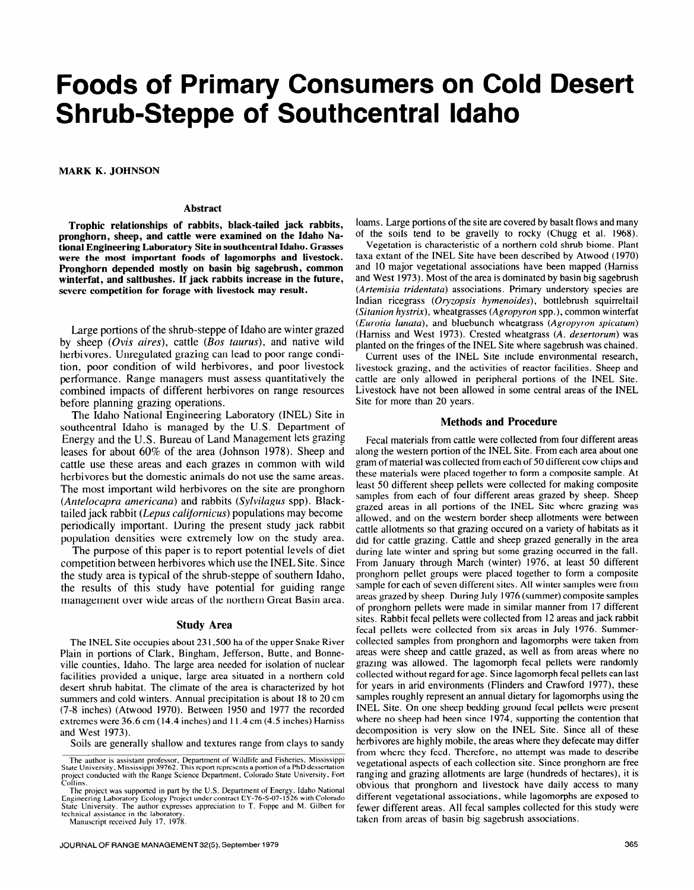# Foods of Primary Consumers on Cold Desert Shrub-Steppe of Southcentral Idaho

**MARK K. JOHNSON**

## Abstract

**Trophic relationships of rabbits, black-tailed jack rabbits, pronghorn, sheep, and cattle were examined on the Idaho National Engineering Laboratory Site in southcentral Idaho. Grasses were the most important foods of lagomorphs and livestock. Pronghorn depended mostly on basin big sagebrush, common winterfat, and saltbushes. If jack rabbits increase in the future, severe competition for forage with livestock may result.**

Large portions of the shrub-steppe of Idaho are winter grazed by sheep (*Ovis aires*), cattle (*Bos taurus*), and native wild herbivores. Unregulated grazing can lead to poor range condition, poor condition of wild herbivores, and poor livestock performance. Range managers must assess quantitatively the combined impacts of different herbivores on range resources before planning grazing operations.

The Idaho National Engineering Laboratory (INEL) Site in southcentral Idaho is managed by the U.S. Department of Energy and the U.S. Bureau of Land Management lets grazing leases for about 60% of the area (Johnson 1978). Sheep and cattle use these areas and each grazes in common with wild herbivores but the domestic animals do not use the same areas. The most important wild herbivores on the site are pronghorn (*Antelocapra americana*) and rabbits (*Sylvilagus* spp). Black-tailed jack rabbit (*Lepus californicus*) populations may become periodically important. During the present study jack rabbit population densities were extremely low on the study area.

The purpose of this paper is to report potential levels of diet competition between herbivores which use the INEL Site. Since the study area is typical of the shrub-steppe of southern Idaho, the results of this study have potential for guiding range management over wide areas of the northern Great Basin area.

## Study Area

The INEL Site occupies about 231,500 ha of the upper Snake River Plain in portions of Clark, Bingham, Jefferson, Butte, and Bonneville counties, Idaho. The large area needed for isolation of nuclear facilities provided a unique, large area situated in a northern cold desert shrub habitat. The climate of the area is characterized by hot summers and cold winters. Annual precipitation is about 18 to 20 cm (7-8 inches) (Atwood 1970). Between 1950 and 1977 the recorded extremes were 36.6 cm (14.4 inches) and 11.4 cm (4.5 inches) Harniss and West 1973).

Soils are generally shallow and textures range from clays to sandy loams. Large portions of the site are covered by basalt flows and many of the soils tend to be gravelly to rocky (Chugg et al. 1968).

Vegetation is characteristic of a northern cold shrub biome. Plant taxa extant of the INEL Site have been described by Atwood (1970) and 10 major vegetational associations have been mapped (Harniss and West 1973). Most of the area is dominated by basin big sagebrush (*Artemisia tridentata*) associations. Primary understory species are Indian ricegrass (*Oryzopsis hymenoides*), bottlebrush squirreltail (*Sitanion hystrix*), wheatgrasses (*Agropyron* spp.), common winterfat (*Eurotia lanata*), and bluebunch wheatgrass (*Agropyron spicatum*) (Harniss and West 1973). Crested wheatgrass (*A. desertorum*) was planted on the fringes of the INEL Site where sagebrush was chained.

Current uses of the INEL Site include environmental research, livestock grazing, and the activities of reactor facilities. Sheep and cattle are only allowed in peripheral portions of the INEL Site. Livestock have not been allowed in some central areas of the INEL Site for more than 20 years.

## Methods and Procedure

Fecal materials from cattle were collected from four different areas along the western portion of the INEL Site. From each area about one gram of material was collected from each of 50 different cow chips and these materials were placed together to form a composite sample. At least 50 different sheep pellets were collected for making composite samples from each of four different areas grazed by sheep. Sheep grazed areas in all portions of the INEL Site where grazing was allowed, and on the western border sheep allotments were between cattle allotments so that grazing occured on a variety of habitats as it did for cattle grazing. Cattle and sheep grazed generally in the area during late winter and spring but some grazing occurred in the fall. From January through March (winter) 1976, at least 50 different pronghorn pellet groups were placed together to form a composite sample for each of seven different sites. All winter samples were from areas grazed by sheep. During July 1976 (summer) composite samples of pronghorn pellets were made in similar manner from 17 different sites. Rabbit fecal pellets were collected from 12 areas and jack rabbit fecal pellets were collected from six areas in July 1976. Summer-collected samples from pronghorn and lagomorphs were taken from areas were sheep and cattle grazed, as well as from areas where no grazing was allowed. The lagomorph fecal pellets were randomly collected without regard for age. Since lagomorph fecal pellets can last for years in arid environments (Flinders and Crawford 1977), these samples roughly represent an annual dietary for lagomorphs using the INEL Site. On one sheep bedding ground fecal pellets were present where no sheep had been since 1974, supporting the contention that decomposition is very slow on the INEL Site. Since all of these herbivores are highly mobile, the areas where they defecate may differ from where they feed. Therefore, no attempt was made to describe vegetational aspects of each collection site. Since pronghorn are free ranging and grazing allotments are large (hundreds of hectares), it is obvious that pronghorn and livestock have daily access to many different vegetational associations, while lagomorphs are exposed to fewer different areas. All fecal samples collected for this study were taken from areas of basin big sagebrush associations.

The author is assistant professor, Department of Wildlife and Fisheries, Mississippi State University, Mississippi 39762. This report represents a portion of a PhD dessertation project conducted with the Range Science Department, Colorado State University, Fort Collins.

The project was supported in part by the U.S. Department of Energy, Idaho National Engineering Laboratory Ecology Project under contract EY-76-S-07-1526 with Colorado State University. The author expresses appreciation to T. Foppe and M. Gilbert for technical assistance in the laboratory.

Manuscript received July 17, 1978.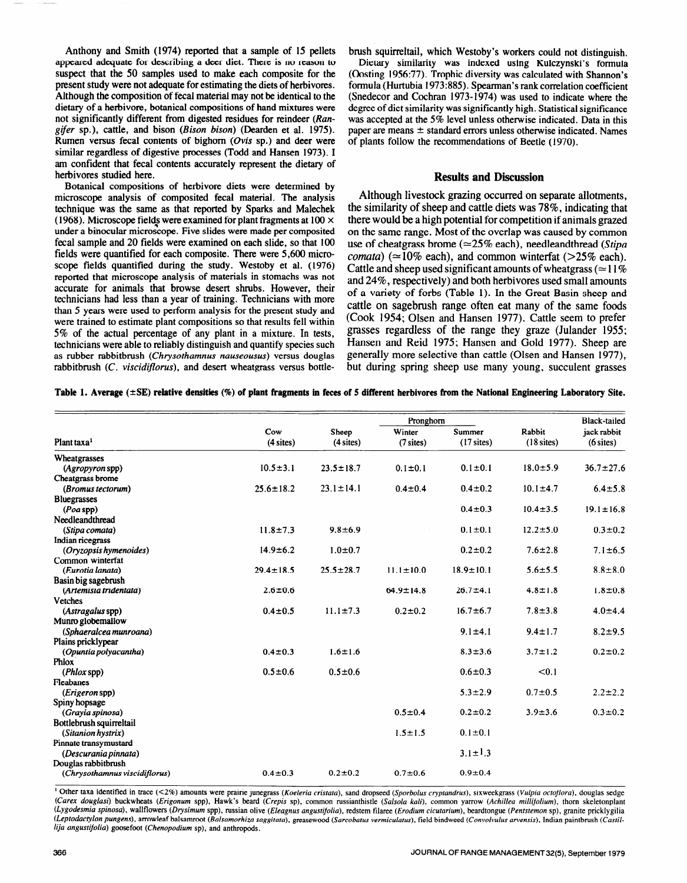Anthony and Smith (1974) reported that a sample of 15 pellets appeared adequate for describing a deer diet. There is no reason to suspect that the 50 samples used to make each composite for the present study were not adequate for estimating the diets of herbivores. Although the composition of fecal material may not be identical to the dietary of a herbivore, botanical compositions of hand mixtures were not significantly different from digested residues for reindeer (*Rangifer* sp.), cattle, and bison (*Bison bison*) (Dearden et al. 1975). Rumen versus fecal contents of bighorn (*Ovis* sp.) and deer were similar regardless of digestive processes (Todd and Hansen 1973). I am confident that fecal contents accurately represent the dietary of herbivores studied here.

Botanical compositions of herbivore diets were determined by microscope analysis of composited fecal material. The analysis technique was the same as that reported by Sparks and Malechek (1968). Microscope fields were examined for plant fragments at 100 × under a binocular microscope. Five slides were made per composited fecal sample and 20 fields were examined on each slide, so that 100 fields were quantified for each composite. There were 5,600 microscope fields quantified during the study. Westoby et al. (1976) reported that microscope analysis of materials in stomachs was not accurate for animals that browse desert shrubs. However, their technicians had less than a year of training. Technicians with more than 5 years were used to perform analysis for the present study and were trained to estimate plant compositions so that results fell within 5% of the actual percentage of any plant in a mixture. In tests, technicians were able to reliably distinguish and quantify species such as rubber rabbitbrush (*Chrysothamnus nauseousus*) versus douglas rabbitbrush (*C. viscidiflorus*), and desert wheatgrass versus bottlebrush squirreltail, which Westoby's workers could not distinguish.

Dietary similarity was indexed using Kulczynski's formula (Oosting 1956:77). Trophic diversity was calculated with Shannon's formula (Hurtubia 1973:885). Spearman's rank correlation coefficient (Snedecor and Cochran 1973-1974) was used to indicate where the degree of diet similarity was significantly high. Statistical significance was accepted at the 5% level unless otherwise indicated. Data in this paper are means ± standard errors unless otherwise indicated. Names of plants follow the recommendations of Beetle (1970).

## Results and Discussion

Although livestock grazing occurred on separate allotments, the similarity of sheep and cattle diets was 78%, indicating that there would be a high potential for competition if animals grazed on the same range. Most of the overlap was caused by common use of cheatgrass brome (≃25% each), needleandthread (*Stipa comata*) (≃10% each), and common winterfat (>25% each). Cattle and sheep used significant amounts of wheatgrass (≃11% and 24%, respectively) and both herbivores used small amounts of a variety of forbs (Table 1). In the Great Basin sheep and cattle on sagebrush range often eat many of the same foods (Cook 1954; Olsen and Hansen 1977). Cattle seem to prefer grasses regardless of the range they graze (Julander 1955; Hansen and Reid 1975; Hansen and Gold 1977). Sheep are generally more selective than cattle (Olsen and Hansen 1977), but during spring sheep use many young, succulent grasses

**Table 1. Average (±SE) relative densities (%) of plant fragments in feces of 5 different herbivores from the National Engineering Laboratory Site.**

| Plant taxa[1] | Cow (4 sites) | Sheep (4 sites) | Pronghorn Winter (7 sites) | Pronghorn Summer (17 sites) | Rabbit (18 sites) | Black-tailed jack rabbit (6 sites) |
|---|---|---|---|---|---|---|
| Wheatgrasses (*Agropyron* spp) | 10.5±3.1 | 23.5±18.7 | 0.1±0.1 | 0.1±0.1 | 18.0±5.9 | 36.7±27.6 |
| Cheatgrass brome (*Bromus tectorum*) | 25.6±18.2 | 23.1±14.1 | 0.4±0.4 | 0.4±0.2 | 10.1±4.7 | 6.4±5.8 |
| Bluegrasses (*Poa* spp) | | | | 0.4±0.3 | 10.4±3.5 | 19.1±16.8 |
| Needleandthread (*Stipa comata*) | 11.8±7.3 | 9.8±6.9 | | 0.1±0.1 | 12.2±5.0 | 0.3±0.2 |
| Indian ricegrass (*Oryzopsis hymenoides*) | 14.9±6.2 | 1.0±0.7 | | 0.2±0.2 | 7.6±2.8 | 7.1±6.5 |
| Common winterfat (*Eurotia lanata*) | 29.4±18.5 | 25.5±28.7 | 11.1±10.0 | 18.9±10.1 | 5.6±5.5 | 8.8±8.0 |
| Basin big sagebrush (*Artemisia tridentata*) | 2.6±0.6 | | 64.9±14.8 | 26.7±4.1 | 4.8±1.8 | 1.8±0.8 |
| Vetches (*Astragalus* spp) | 0.4±0.5 | 11.1±7.3 | 0.2±0.2 | 16.7±6.7 | 7.8±3.8 | 4.0±4.4 |
| Munro globemallow (*Sphaeralcea munroana*) | | | | 9.1±4.1 | 9.4±1.7 | 8.2±9.5 |
| Plains pricklypear (*Opuntia polyacantha*) | 0.4±0.3 | 1.6±1.6 | | 8.3±3.6 | 3.7±1.2 | 0.2±0.2 |
| Phlox (*Phlox* spp) | 0.5±0.6 | 0.5±0.6 | | 0.6±0.3 | <0.1 | |
| Fleabanes (*Erigeron* spp) | | | | 5.3±2.9 | 0.7±0.5 | 2.2±2.2 |
| Spiny hopsage (*Grayia spinosa*) | | | 0.5±0.4 | 0.2±0.2 | 3.9±3.6 | 0.3±0.2 |
| Bottlebrush squirreltail (*Sitanion hystrix*) | | | 1.5±1.5 | 0.1±0.1 | | |
| Pinnate transymustard (*Descurania pinnata*) | | | | 3.1±1.3 | | |
| Douglas rabbitbrush (*Chrysothamnus viscidiflorus*) | 0.4±0.3 | 0.2±0.2 | 0.7±0.6 | 0.9±0.4 | | |

[1] Other taxa identified in trace (<2%) amounts were prairie junegrass (*Koeleria cristata*), sand dropseed (*Sporbolus cryptandrus*), sixweekgrass (*Vulpia octoflora*), douglas sedge (*Carex douglasi*) buckwheats (*Erigonum* spp), Hawk's beard (*Crepis* sp), common russianthistle (*Salsola kali*), common yarrow (*Achillea millifolium*), thorn skeletonplant (*Lygodesmia spinosa*), wallflowers (*Drysimum* spp), russian olive (*Eleagnus angustifolia*), redstem filaree (*Erodium cicutarium*), beardtongue (*Pentstemon* sp), granite pricklygilia (*Leptodactylon pungens*), arrowleaf balsamroot (*Balsamorhiza saggitata*), greasewood (*Sarcobatus vermiculatus*), field bindweed (*Convolvulus arvensis*), Indian paintbrush (*Castillija angustifolia*) goosefoot (*Chenopodium* sp), and anthropods.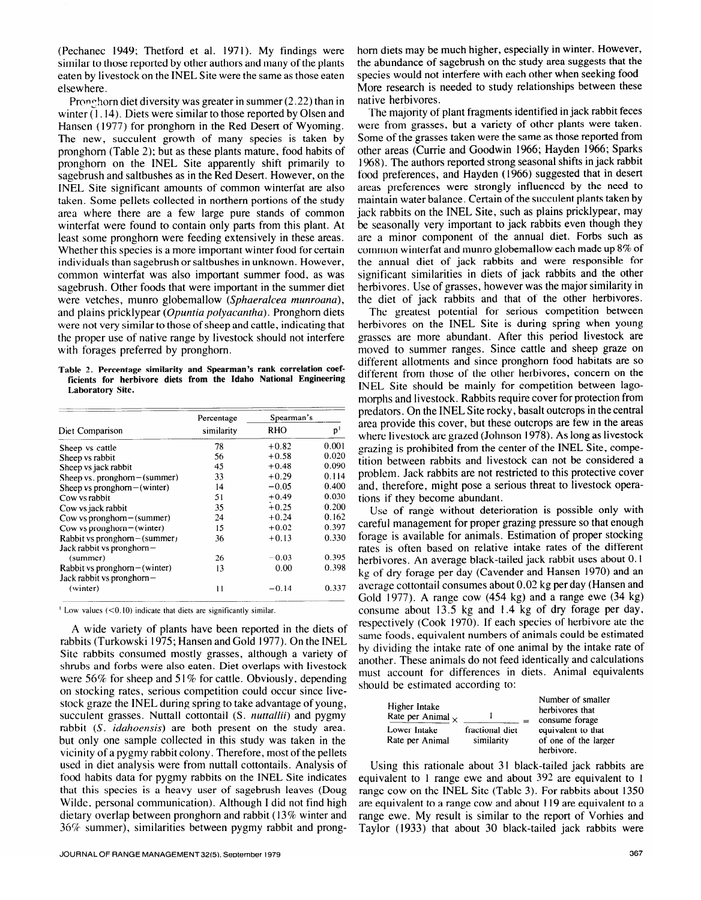(Pechanec 1949; Thetford et al. 1971). My findings were similar to those reported by other authors and many of the plants eaten by livestock on the INEL Site were the same as those eaten elsewhere.

Pronghorn diet diversity was greater in summer (2.22) than in winter (1.14). Diets were similar to those reported by Olsen and Hansen (1977) for pronghorn in the Red Desert of Wyoming. The new, succulent growth of many species is taken by pronghorn (Table 2); but as these plants mature, food habits of pronghorn on the INEL Site apparently shift primarily to sagebrush and saltbushes as in the Red Desert. However, on the INEL Site significant amounts of common winterfat are also taken. Some pellets collected in northern portions of the study area where there are a few large pure stands of common winterfat were found to contain only parts from this plant. At least some pronghorn were feeding extensively in these areas. Whether this species is a more important winter food for certain individuals than sagebrush or saltbushes in unknown. However, common winterfat was also important summer food, as was sagebrush. Other foods that were important in the summer diet were vetches, munro globemallow (*Sphaeralcea munroana*), and plains pricklypear (*Opuntia polyacantha*). Pronghorn diets were not very similar to those of sheep and cattle, indicating that the proper use of native range by livestock should not interfere with forages preferred by pronghorn.

**Table 2. Percentage similarity and Spearman's rank correlation coefficients for herbivore diets from the Idaho National Engineering Laboratory Site.**

| Diet Comparison | Percentage similarity | Spearman's RHO | $p^1$ |
|---|---|---|---|
| Sheep vs cattle | 78 | +0.82 | 0.001 |
| Sheep vs rabbit | 56 | +0.58 | 0.020 |
| Sheep vs jack rabbit | 45 | +0.48 | 0.090 |
| Sheep vs. pronghorn—(summer) | 33 | +0.29 | 0.114 |
| Sheep vs pronghorn—(winter) | 14 | −0.05 | 0.400 |
| Cow vs rabbit | 51 | +0.49 | 0.030 |
| Cow vs jack rabbit | 35 | +0.25 | 0.200 |
| Cow vs pronghorn—(summer) | 24 | +0.24 | 0.162 |
| Cow vs pronghorn—(winter) | 15 | +0.02 | 0.397 |
| Rabbit vs pronghorn—(summer) | 36 | +0.13 | 0.330 |
| Jack rabbit vs pronghorn—(summer) | 26 | −0.03 | 0.395 |
| Rabbit vs pronghorn—(winter) | 13 | 0.00 | 0.398 |
| Jack rabbit vs pronghorn—(winter) | 11 | −0.14 | 0.337 |

[1] Low values (<0.10) indicate that diets are significantly similar.

A wide variety of plants have been reported in the diets of rabbits (Turkowski 1975; Hansen and Gold 1977). On the INEL Site rabbits consumed mostly grasses, although a variety of shrubs and forbs were also eaten. Diet overlaps with livestock were 56% for sheep and 51% for cattle. Obviously, depending on stocking rates, serious competition could occur since livestock graze the INEL during spring to take advantage of young, succulent grasses. Nuttall cottontail (*S. nuttallii*) and pygmy rabbit (*S. idahoensis*) are both present on the study area, but only one sample collected in this study was taken in the vicinity of a pygmy rabbit colony. Therefore, most of the pellets used in diet analysis were from nuttall cottontails. Analysis of food habits data for pygmy rabbits on the INEL Site indicates that this species is a heavy user of sagebrush leaves (Doug Wilde, personal communication). Although I did not find high dietary overlap between pronghorn and rabbit (13% winter and 36% summer), similarities between pygmy rabbit and pronghorn diets may be much higher, especially in winter. However, the abundance of sagebrush on the study area suggests that the species would not interfere with each other when seeking food More research is needed to study relationships between these native herbivores.

The majority of plant fragments identified in jack rabbit feces were from grasses, but a variety of other plants were taken. Some of the grasses taken were the same as those reported from other areas (Currie and Goodwin 1966; Hayden 1966; Sparks 1968). The authors reported strong seasonal shifts in jack rabbit food preferences, and Hayden (1966) suggested that in desert areas preferences were strongly influenced by the need to maintain water balance. Certain of the succulent plants taken by jack rabbits on the INEL Site, such as plains pricklypear, may be seasonally very important to jack rabbits even though they are a minor component of the annual diet. Forbs such as common winterfat and munro globemallow each made up 8% of the annual diet of jack rabbits and were responsible for significant similarities in diets of jack rabbits and the other herbivores. Use of grasses, however was the major similarity in the diet of jack rabbits and that of the other herbivores.

The greatest potential for serious competition between herbivores on the INEL Site is during spring when young grasses are more abundant. After this period livestock are moved to summer ranges. Since cattle and sheep graze on different allotments and since pronghorn food habitats are so different from those of the other herbivores, concern on the INEL Site should be mainly for competition between lagomorphs and livestock. Rabbits require cover for protection from predators. On the INEL Site rocky, basalt outcrops in the central area provide this cover, but these outcrops are few in the areas where livestock are grazed (Johnson 1978). As long as livestock grazing is prohibited from the center of the INEL Site, competition between rabbits and livestock can not be considered a problem. Jack rabbits are not restricted to this protective cover and, therefore, might pose a serious threat to livestock operations if they become abundant.

Use of range without deterioration is possible only with careful management for proper grazing pressure so that enough forage is available for animals. Estimation of proper stocking rates is often based on relative intake rates of the different herbivores. An average black-tailed jack rabbit uses about 0.1 kg of dry forage per day (Cavender and Hansen 1970) and an average cottontail consumes about 0.02 kg per day (Hansen and Gold 1977). A range cow (454 kg) and a range ewe (34 kg) consume about 13.5 kg and 1.4 kg of dry forage per day, respectively (Cook 1970). If each species of herbivore ate the same foods, equivalent numbers of animals could be estimated by dividing the intake rate of one animal by the intake rate of another. These animals do not feed identically and calculations must account for differences in diets. Animal equivalents should be estimated according to:

$$\frac{\text{Higher Intake Rate per Animal}}{\text{Lower Intake Rate per Animal}} \times \frac{1}{\text{fractional diet similarity}} = \text{Number of smaller herbivores that consume forage equivalent to that of one of the larger herbivore.}$$

Using this rationale about 31 black-tailed jack rabbits are equivalent to 1 range ewe and about 392 are equivalent to 1 range cow on the INEL Site (Table 3). For rabbits about 1350 are equivalent to a range cow and about 119 are equivalent to a range ewe. My result is similar to the report of Vorhies and Taylor (1933) that about 30 black-tailed jack rabbits were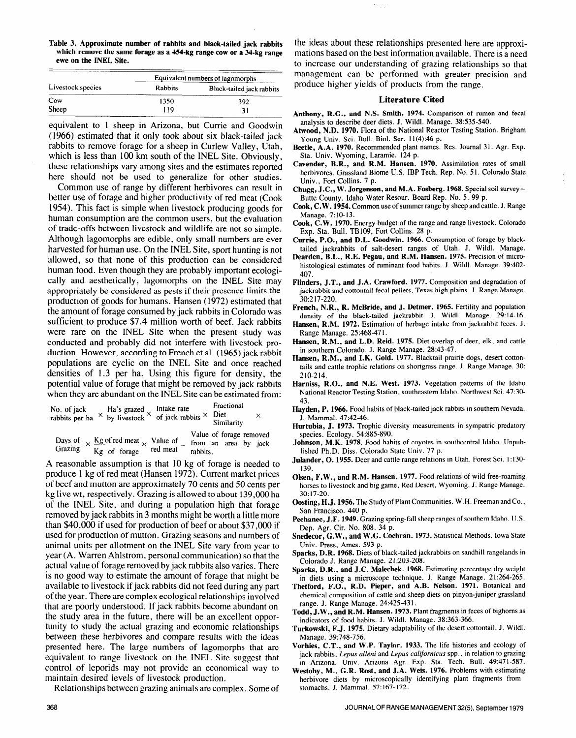**Table 3. Approximate number of rabbits and black-tailed jack rabbits which remove the same forage as a 454-kg range cow or a 34-kg range ewe on the INEL Site.**

| Livestock species | Equivalent numbers of lagomorphs | |
|---|---|---|
| | Rabbits | Black-tailed jack rabbits |
| Cow | 1350 | 392 |
| Sheep | 119 | 31 |

equivalent to 1 sheep in Arizona, but Currie and Goodwin (1966) estimated that it only took about six black-tailed jack rabbits to remove forage for a sheep in Curlew Valley, Utah, which is less than 100 km south of the INEL Site. Obviously, these relationships vary among sites and the estimates reported here should not be used to generalize for other studies.

Common use of range by different herbivores can result in better use of forage and higher productivity of red meat (Cook 1954). This fact is simple when livestock producing goods for human consumption are the common users, but the evaluation of trade-offs between livestock and wildlife are not so simple. Although lagomorphs are edible, only small numbers are ever harvested for human use. On the INEL Site, sport hunting is not allowed, so that none of this production can be considered human food. Even though they are probably important ecologically and aesthetically, lagomorphs on the INEL Site may appropriately be considered as pests if their presence limits the production of goods for humans. Hansen (1972) estimated that the amount of forage consumed by jack rabbits in Colorado was sufficient to produce $7.4 million worth of beef. Jack rabbits were rare on the INEL Site when the present study was conducted and probably did not interfere with livestock production. However, according to French et al. (1965) jack rabbit populations are cyclic on the INEL Site and once reached densities of 1.3 per ha. Using this figure for density, the potential value of forage that might be removed by jack rabbits when they are abundant on the INEL Site can be estimated from:

$$\text{No. of jack rabbits per ha} \times \text{Ha's grazed by livestock} \times \text{Intake rate of jack rabbits} \times \text{Fractional Diet Similarity} \times$$

$$\text{Days of Grazing} \times \frac{\text{Kg of red meat}}{\text{Kg of forage}} \times \text{Value of red meat} = \text{Value of forage removed from an area by jack rabbits.}$$

A reasonable assumption is that 10 kg of forage is needed to produce 1 kg of red meat (Hansen 1972). Current market prices of beef and mutton are approximately 70 cents and 50 cents per kg live wt, respectively. Grazing is allowed to about 139,000 ha of the INEL Site, and during a population high that forage removed by jack rabbits in 3 months might be worth a little more than $40,000 if used for production of beef or about $37,000 if used for production of mutton. Grazing seasons and numbers of animal units per allotment on the INEL Site vary from year to year (A. Warren Ahlstrom, personal communication) so that the actual value of forage removed by jack rabbits also varies. There is no good way to estimate the amount of forage that might be available to livestock if jack rabbits did not feed during any part of the year. There are complex ecological relationships involved that are poorly understood. If jack rabbits become abundant on the study area in the future, there will be an excellent opportunity to study the actual grazing and economic relationships between these herbivores and compare results with the ideas presented here. The large numbers of lagomorphs that are equivalent to range livestock on the INEL Site suggest that control of leporids may not provide an economical way to maintain desired levels of livestock production.

Relationships between grazing animals are complex. Some of the ideas about these relationships presented here are approximations based on the best information available. There is a need to increase our understanding of grazing relationships so that management can be performed with greater precision and produce higher yields of products from the range.

## Literature Cited

**Anthony, R.G., and N.S. Smith. 1974.** Comparison of rumen and fecal analysis to describe deer diets. J. Wildl. Manage. 38:535-540.

**Atwood, N.D. 1970.** Flora of the National Reactor Testing Station. Brigham Young Univ. Sci. Bull. Biol. Ser. 11(4):46 p.

**Beetle, A.A. 1970.** Recommended plant names. Res. Journal 31. Agr. Exp. Sta. Univ. Wyoming, Laramie. 124 p.

**Cavender, B.R., and R.M. Hansen. 1970.** Assimilation rates of small herbivores. Grassland Biome U.S. IBP Tech. Rep. No. 51. Colorado State Univ., Fort Collins. 7 p.

**Chugg, J.C., W. Jorgenson, and M.A. Fosberg. 1968.** Special soil survey—Butte County. Idaho Water Resour. Board Rep. No. 5. 99 p.

**Cook, C.W. 1954.** Common use of summer range by sheep and cattle. J. Range Manage. 7:10-13.

**Cook, C.W. 1970.** Energy budget of the range and range livestock. Colorado Exp. Sta. Bull. TB109, Fort Collins. 28 p.

**Currie, P.O., and D.L. Goodwin. 1966.** Consumption of forage by black-tailed jackrabbits of salt-desert ranges of Utah. J. Wildl. Manage.

**Dearden, B.L., R.E. Pegau, and R.M. Hansen. 1975.** Precision of micro-histological estimates of ruminant food habits. J. Wildl. Manage. 39:402-407.

**Flinders, J.T., and J.A. Crawford. 1977.** Composition and degradation of jackrabbit and cottontail fecal pellets, Texas high plains. J. Range Manage. 30:217-220.

**French, N.R., R. McBride, and J. Detmer. 1965.** Fertility and population density of the black-tailed jackrabbit. J. Wildl. Manage. 29:14-16.

**Hansen, R.M. 1972.** Estimation of herbage intake from jackrabbit feces. J. Range Manage. 25:468-471.

**Hansen, R.M., and L.D. Reid. 1975.** Diet overlap of deer, elk, and cattle in southern Colorado. J. Range Manage. 28:43-47.

**Hansen, R.M., and I.K. Gold. 1977.** Blacktail prairie dogs, desert cottontails and cattle trophic relations on shortgrass range. J. Range Manage. 30: 210-214.

**Harniss, R.O., and N.E. West. 1973.** Vegetation patterns of the Idaho National Reactor Testing Station, southeastern Idaho. Northwest Sci. 47:30-43.

**Hayden, P. 1966.** Food habits of black-tailed jack rabbits in southern Nevada. J. Mammal. 47:42-46.

**Hurtubia, J. 1973.** Trophic diversity measurements in sympatric predatory species. Ecology. 54:885-890.

**Johnson, M.K. 1978.** Food habits of coyotes in southcentral Idaho. Unpublished Ph.D. Diss. Colorado State Univ. 77 p.

**Julander, O. 1955.** Deer and cattle range relations in Utah. Forest Sci. 1:130-139.

**Olsen, F.W., and R.M. Hansen. 1977.** Food relations of wild free-roaming horses to livestock and big game, Red Desert, Wyoming. J. Range Manage. 30:17-20.

**Oosting, H.J. 1956.** The Study of Plant Communities. W.H. Freeman and Co., San Francisco. 440 p.

**Pechanec, J.F. 1949.** Grazing spring-fall sheep ranges of southern Idaho. U.S. Dep. Agr. Cir. No. 808. 34 p.

**Snedecor, G.W., and W.G. Cochran. 1973.** Statistical Methods. Iowa State Univ. Press, Ames. 593 p.

**Sparks, D.R. 1968.** Diets of black-tailed jackrabbits on sandhill rangelands in Colorado J. Range Manage. 21:203-208.

**Sparks, D.R., and J.C. Malechek. 1968.** Estimating percentage dry weight in diets using a microscope technique. J. Range Manage. 21:264-265.

**Thetford, F.O., R.D. Pieper, and A.B. Nelson. 1971.** Botanical and chemical composition of cattle and sheep diets on pinyon-juniper grassland range. J. Range Manage. 24:425-431.

**Todd, J.W., and R.M. Hansen. 1973.** Plant fragments in feces of bighorns as indicators of food habits. J. Wildl. Manage. 38:363-366.

**Turkowski, F.J. 1975.** Dietary adaptability of the desert cottontail. J. Wildl. Manage. 39:748-756.

**Vorhies, C.T., and W.P. Taylor. 1933.** The life histories and ecology of jack rabbits, *Lepus alleni* and *Lepus californicus* spp., in relation to grazing in Arizona. Univ. Arizona Agr. Exp. Sta. Tech. Bull. 49:471-587.

**Westoby, M., G.R. Rost, and J.A. Weis. 1976.** Problems with estimating herbivore diets by microscopically identifying plant fragments from stomachs. J. Mammal. 57:167-172.